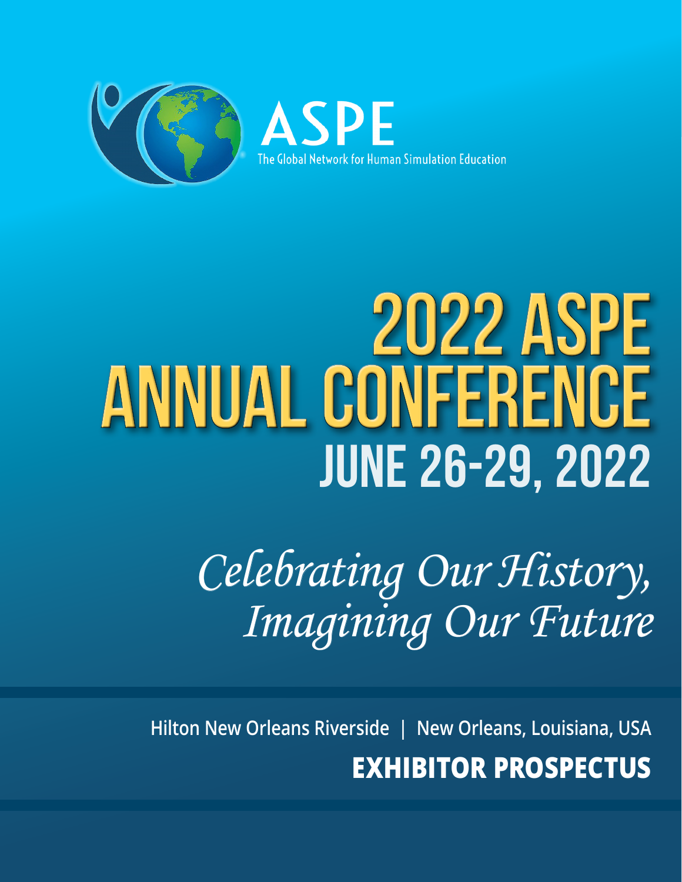ASPE

The Global Network for Human Simulation Education

# 2022 ASPE ANNUAL CONFERENCE

## JUNE 26-29, 2022

*Celebrating Our History, Imagining Our Future*

Hilton New Orleans Riverside | New Orleans, Louisiana, USA

**EXHIBITOR PROSPECTUS**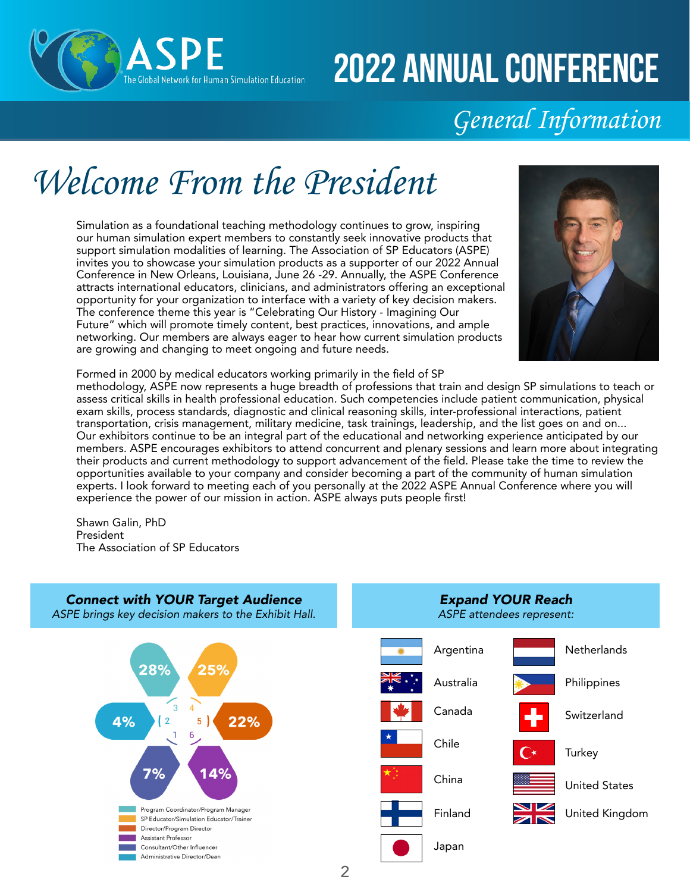# 2022 ANNUAL CONFERENCE

## General Information

# Welcome From the President

Simulation as a foundational teaching methodology continues to grow, inspiring our human simulation expert members to constantly seek innovative products that support simulation modalities of learning. The Association of SP Educators (ASPE) invites you to showcase your simulation products as a supporter of our 2022 Annual Conference in New Orleans, Louisiana, June 26 -29. Annually, the ASPE Conference attracts international educators, clinicians, and administrators offering an exceptional opportunity for your organization to interface with a variety of key decision makers. The conference theme this year is "Celebrating Our History - Imagining Our Future" which will promote timely content, best practices, innovations, and ample networking. Our members are always eager to hear how current simulation products are growing and changing to meet ongoing and future needs.

Formed in 2000 by medical educators working primarily in the field of SP methodology, ASPE now represents a huge breadth of professions that train and design SP simulations to teach or assess critical skills in health professional education. Such competencies include patient communication, physical exam skills, process standards, diagnostic and clinical reasoning skills, inter-professional interactions, patient transportation, crisis management, military medicine, task trainings, leadership, and the list goes on and on... Our exhibitors continue to be an integral part of the educational and networking experience anticipated by our members. ASPE encourages exhibitors to attend concurrent and plenary sessions and learn more about integrating their products and current methodology to support advancement of the field. Please take the time to review the opportunities available to your company and consider becoming a part of the community of human simulation experts. I look forward to meeting each of you personally at the 2022 ASPE Annual Conference where you will experience the power of our mission in action. ASPE always puts people first!

Shawn Galin, PhD
President
The Association of SP Educators

### *Connect with YOUR Target Audience*

*ASPE brings key decision makers to the Exhibit Hall.*

| Role | Percentage |
|---|---|
| Program Coordinator/Program Manager | 28% |
| SP Educator/Simulation Educator/Trainer | 25% |
| Director/Program Director | 22% |
| Assistant Professor | 14% |
| Consultant/Other Influencer | 7% |
| Administrative Director/Dean | 4% |

### *Expand YOUR Reach*

*ASPE attendees represent:*

- Argentina
- Australia
- Canada
- Chile
- China
- Finland
- Japan
- Netherlands
- Philippines
- Switzerland
- Turkey
- United States
- United Kingdom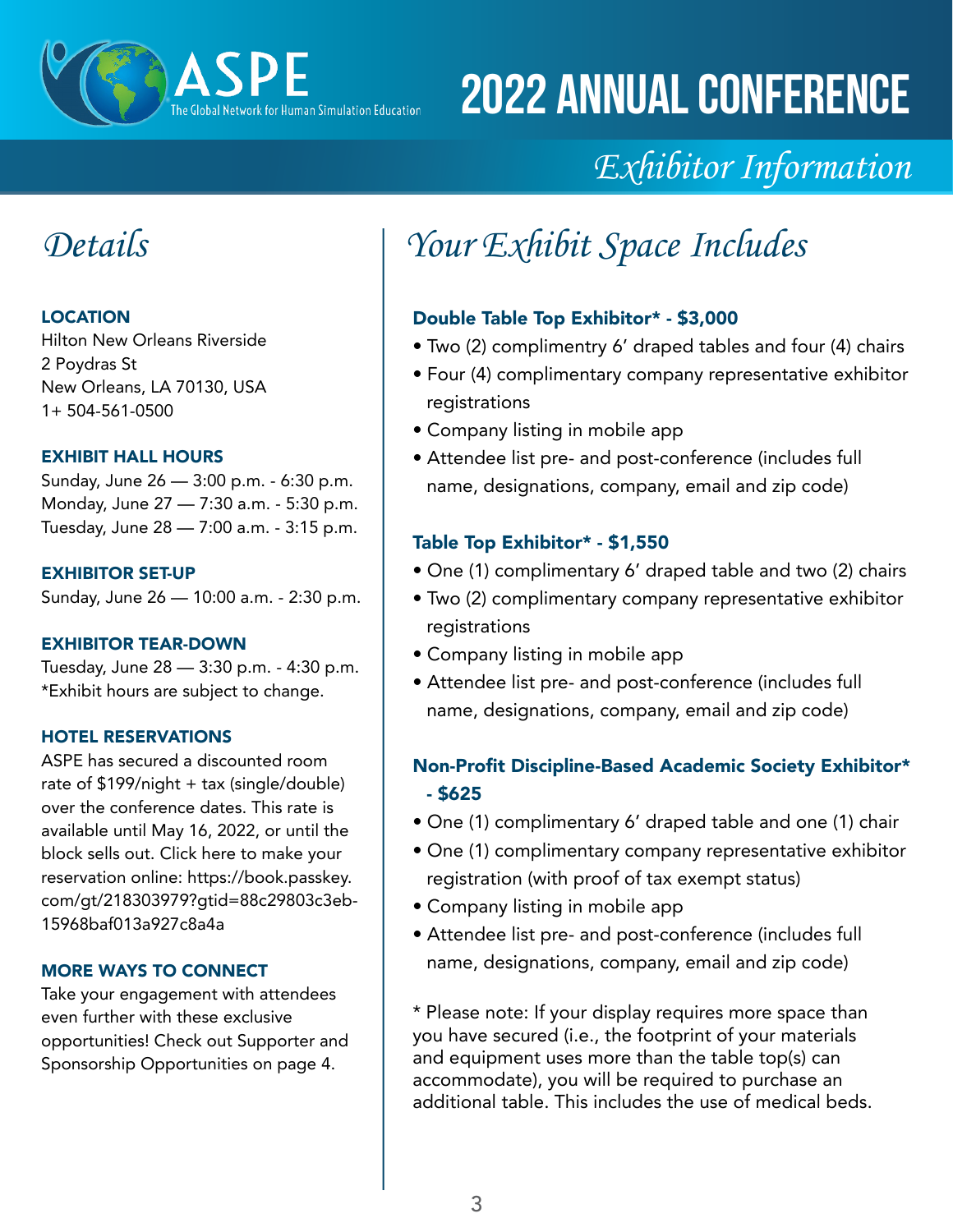# 2022 ANNUAL CONFERENCE

## *Exhibitor Information*

## *Details*

**LOCATION**
Hilton New Orleans Riverside
2 Poydras St
New Orleans, LA 70130, USA
1+ 504-561-0500

**EXHIBIT HALL HOURS**
Sunday, June 26 — 3:00 p.m. - 6:30 p.m.
Monday, June 27 — 7:30 a.m. - 5:30 p.m.
Tuesday, June 28 — 7:00 a.m. - 3:15 p.m.

**EXHIBITOR SET-UP**
Sunday, June 26 — 10:00 a.m. - 2:30 p.m.

**EXHIBITOR TEAR-DOWN**
Tuesday, June 28 — 3:30 p.m. - 4:30 p.m.
*Exhibit hours are subject to change.

**HOTEL RESERVATIONS**
ASPE has secured a discounted room rate of $199/night + tax (single/double) over the conference dates. This rate is available until May 16, 2022, or until the block sells out. Click here to make your reservation online: https://book.passkey.com/gt/218303979?gtid=88c29803c3eb-15968baf013a927c8a4a

**MORE WAYS TO CONNECT**
Take your engagement with attendees even further with these exclusive opportunities! Check out Supporter and Sponsorship Opportunities on page 4.

## *Your Exhibit Space Includes*

### Double Table Top Exhibitor* - $3,000

- Two (2) complimentry 6' draped tables and four (4) chairs
- Four (4) complimentary company representative exhibitor registrations
- Company listing in mobile app
- Attendee list pre- and post-conference (includes full name, designations, company, email and zip code)

### Table Top Exhibitor* - $1,550

- One (1) complimentary 6' draped table and two (2) chairs
- Two (2) complimentary company representative exhibitor registrations
- Company listing in mobile app
- Attendee list pre- and post-conference (includes full name, designations, company, email and zip code)

### Non-Profit Discipline-Based Academic Society Exhibitor* - $625

- One (1) complimentary 6' draped table and one (1) chair
- One (1) complimentary company representative exhibitor registration (with proof of tax exempt status)
- Company listing in mobile app
- Attendee list pre- and post-conference (includes full name, designations, company, email and zip code)

* Please note: If your display requires more space than you have secured (i.e., the footprint of your materials and equipment uses more than the table top(s) can accommodate), you will be required to purchase an additional table. This includes the use of medical beds.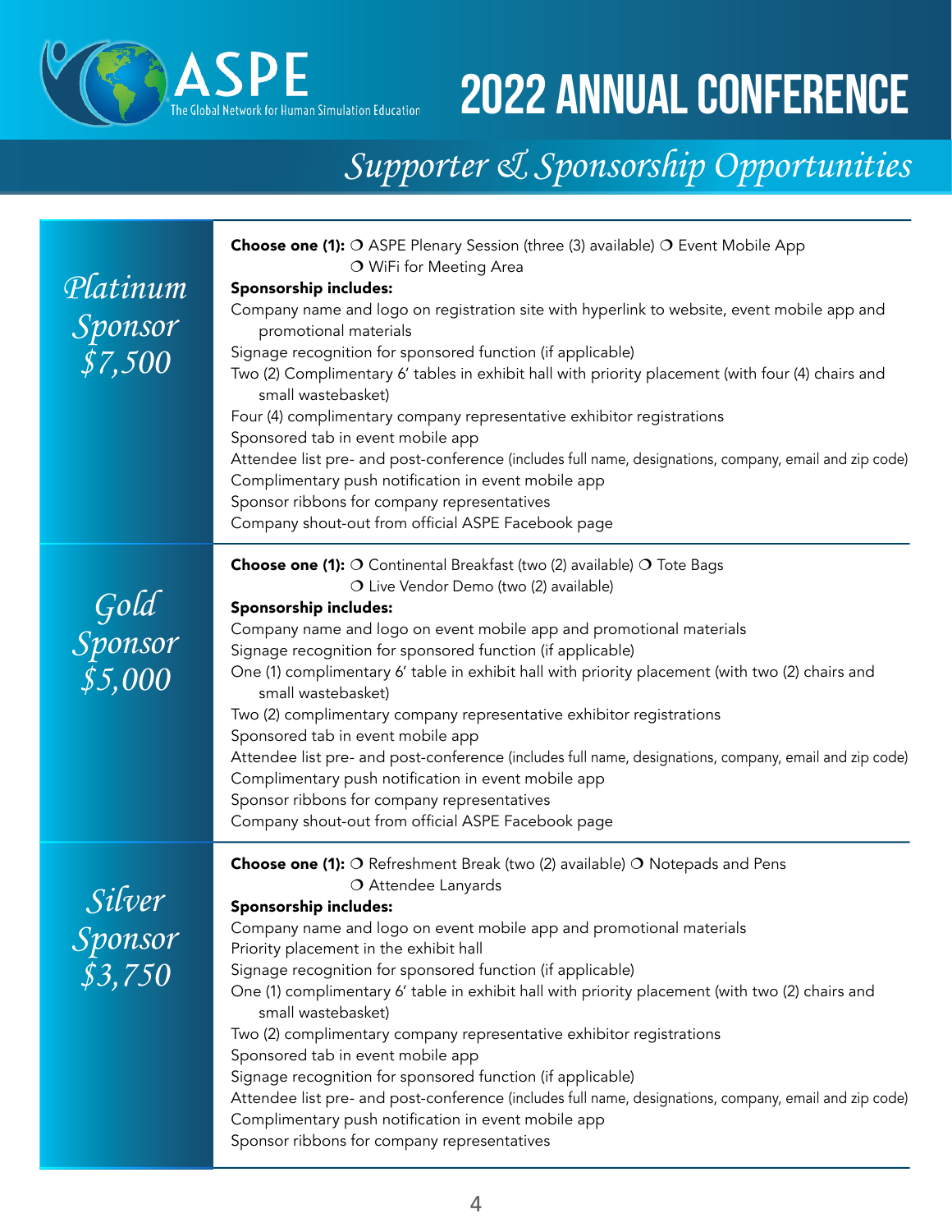# ASPE 2022 Annual Conference

The Global Network for Human Simulation Education

## *Supporter & Sponsorship Opportunities*

### *Platinum Sponsor $7,500*

**Choose one (1):** ❍ ASPE Plenary Session (three (3) available) ❍ Event Mobile App ❍ WiFi for Meeting Area

**Sponsorship includes:**

- Company name and logo on registration site with hyperlink to website, event mobile app and promotional materials
- Signage recognition for sponsored function (if applicable)
- Two (2) Complimentary 6' tables in exhibit hall with priority placement (with four (4) chairs and small wastebasket)
- Four (4) complimentary company representative exhibitor registrations
- Sponsored tab in event mobile app
- Attendee list pre- and post-conference (includes full name, designations, company, email and zip code)
- Complimentary push notification in event mobile app
- Sponsor ribbons for company representatives
- Company shout-out from official ASPE Facebook page

### *Gold Sponsor $5,000*

**Choose one (1):** ❍ Continental Breakfast (two (2) available) ❍ Tote Bags ❍ Live Vendor Demo (two (2) available)

**Sponsorship includes:**

- Company name and logo on event mobile app and promotional materials
- Signage recognition for sponsored function (if applicable)
- One (1) complimentary 6' table in exhibit hall with priority placement (with two (2) chairs and small wastebasket)
- Two (2) complimentary company representative exhibitor registrations
- Sponsored tab in event mobile app
- Attendee list pre- and post-conference (includes full name, designations, company, email and zip code)
- Complimentary push notification in event mobile app
- Sponsor ribbons for company representatives
- Company shout-out from official ASPE Facebook page

### *Silver Sponsor $3,750*

**Choose one (1):** ❍ Refreshment Break (two (2) available) ❍ Notepads and Pens ❍ Attendee Lanyards

**Sponsorship includes:**

- Company name and logo on event mobile app and promotional materials
- Priority placement in the exhibit hall
- Signage recognition for sponsored function (if applicable)
- One (1) complimentary 6' table in exhibit hall with priority placement (with two (2) chairs and small wastebasket)
- Two (2) complimentary company representative exhibitor registrations
- Sponsored tab in event mobile app
- Signage recognition for sponsored function (if applicable)
- Attendee list pre- and post-conference (includes full name, designations, company, email and zip code)
- Complimentary push notification in event mobile app
- Sponsor ribbons for company representatives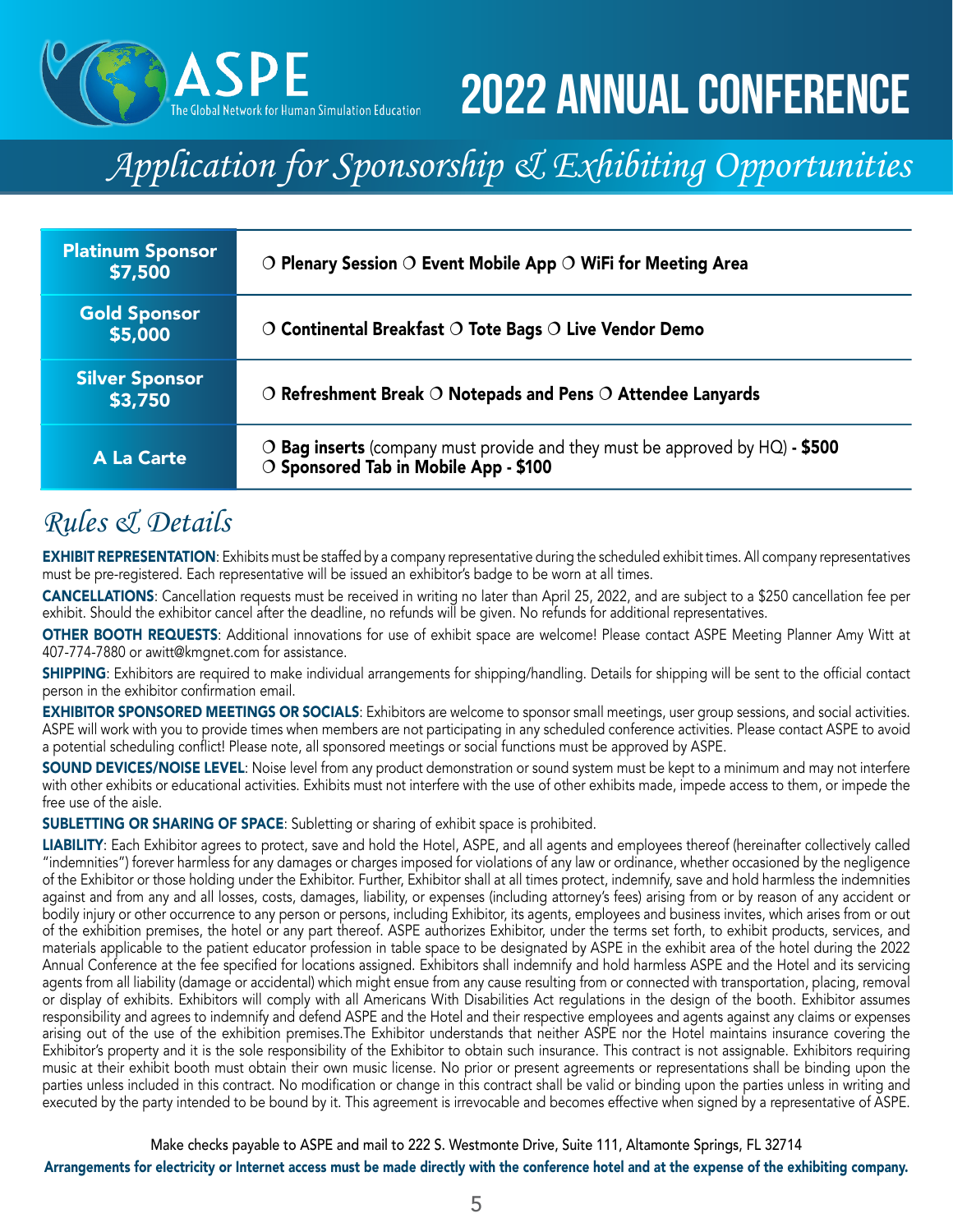ASPE
The Global Network for Human Simulation Education

# 2022 ANNUAL CONFERENCE

## *Application for Sponsorship & Exhibiting Opportunities*

| | |
|---|---|
| **Platinum Sponsor $7,500** | ❍ **Plenary Session** ❍ **Event Mobile App** ❍ **WiFi for Meeting Area** |
| **Gold Sponsor $5,000** | ❍ **Continental Breakfast** ❍ **Tote Bags** ❍ **Live Vendor Demo** |
| **Silver Sponsor $3,750** | ❍ **Refreshment Break** ❍ **Notepads and Pens** ❍ **Attendee Lanyards** |
| **A La Carte** | ❍ **Bag inserts** (company must provide and they must be approved by HQ) **- $500**<br>❍ **Sponsored Tab in Mobile App - $100** |

## *Rules & Details*

**EXHIBIT REPRESENTATION**: Exhibits must be staffed by a company representative during the scheduled exhibit times. All company representatives must be pre-registered. Each representative will be issued an exhibitor's badge to be worn at all times.

**CANCELLATIONS**: Cancellation requests must be received in writing no later than April 25, 2022, and are subject to a $250 cancellation fee per exhibit. Should the exhibitor cancel after the deadline, no refunds will be given. No refunds for additional representatives.

**OTHER BOOTH REQUESTS**: Additional innovations for use of exhibit space are welcome! Please contact ASPE Meeting Planner Amy Witt at 407-774-7880 or awitt@kmgnet.com for assistance.

**SHIPPING**: Exhibitors are required to make individual arrangements for shipping/handling. Details for shipping will be sent to the official contact person in the exhibitor confirmation email.

**EXHIBITOR SPONSORED MEETINGS OR SOCIALS**: Exhibitors are welcome to sponsor small meetings, user group sessions, and social activities. ASPE will work with you to provide times when members are not participating in any scheduled conference activities. Please contact ASPE to avoid a potential scheduling conflict! Please note, all sponsored meetings or social functions must be approved by ASPE.

**SOUND DEVICES/NOISE LEVEL**: Noise level from any product demonstration or sound system must be kept to a minimum and may not interfere with other exhibits or educational activities. Exhibits must not interfere with the use of other exhibits made, impede access to them, or impede the free use of the aisle.

**SUBLETTING OR SHARING OF SPACE**: Subletting or sharing of exhibit space is prohibited.

**LIABILITY**: Each Exhibitor agrees to protect, save and hold the Hotel, ASPE, and all agents and employees thereof (hereinafter collectively called "indemnities") forever harmless for any damages or charges imposed for violations of any law or ordinance, whether occasioned by the negligence of the Exhibitor or those holding under the Exhibitor. Further, Exhibitor shall at all times protect, indemnify, save and hold harmless the indemnities against and from any and all losses, costs, damages, liability, or expenses (including attorney's fees) arising from or by reason of any accident or bodily injury or other occurrence to any person or persons, including Exhibitor, its agents, employees and business invites, which arises from or out of the exhibition premises, the hotel or any part thereof. ASPE authorizes Exhibitor, under the terms set forth, to exhibit products, services, and materials applicable to the patient educator profession in table space to be designated by ASPE in the exhibit area of the hotel during the 2022 Annual Conference at the fee specified for locations assigned. Exhibitors shall indemnify and hold harmless ASPE and the Hotel and its servicing agents from all liability (damage or accidental) which might ensue from any cause resulting from or connected with transportation, placing, removal or display of exhibits. Exhibitors will comply with all Americans With Disabilities Act regulations in the design of the booth. Exhibitor assumes responsibility and agrees to indemnify and defend ASPE and the Hotel and their respective employees and agents against any claims or expenses arising out of the use of the exhibition premises.The Exhibitor understands that neither ASPE nor the Hotel maintains insurance covering the Exhibitor's property and it is the sole responsibility of the Exhibitor to obtain such insurance. This contract is not assignable. Exhibitors requiring music at their exhibit booth must obtain their own music license. No prior or present agreements or representations shall be binding upon the parties unless included in this contract. No modification or change in this contract shall be valid or binding upon the parties unless in writing and executed by the party intended to be bound by it. This agreement is irrevocable and becomes effective when signed by a representative of ASPE.

Make checks payable to ASPE and mail to 222 S. Westmonte Drive, Suite 111, Altamonte Springs, FL 32714

**Arrangements for electricity or Internet access must be made directly with the conference hotel and at the expense of the exhibiting company.**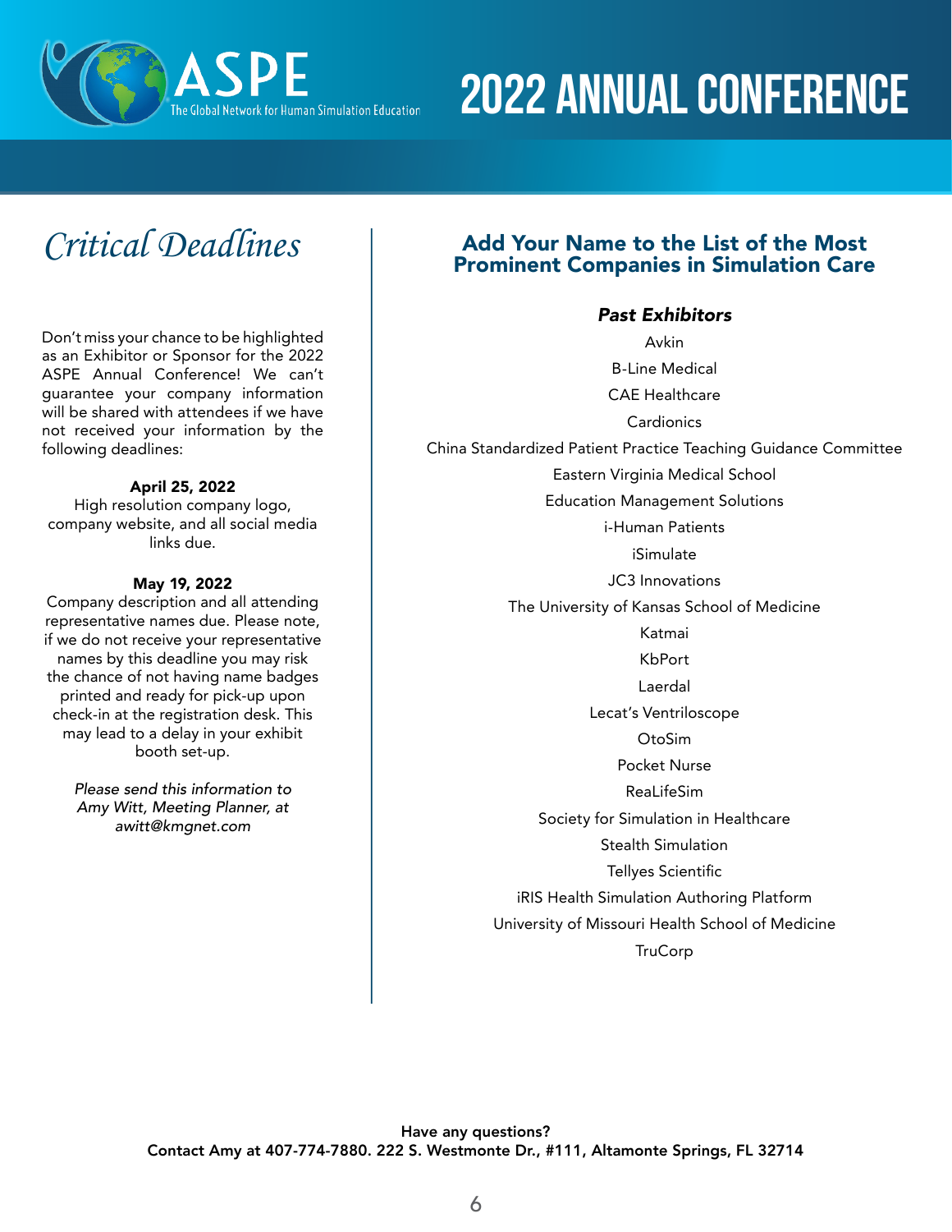# Critical Deadlines

Don't miss your chance to be highlighted as an Exhibitor or Sponsor for the 2022 ASPE Annual Conference! We can't guarantee your company information will be shared with attendees if we have not received your information by the following deadlines:

**April 25, 2022**
High resolution company logo, company website, and all social media links due.

**May 19, 2022**
Company description and all attending representative names due. Please note, if we do not receive your representative names by this deadline you may risk the chance of not having name badges printed and ready for pick-up upon check-in at the registration desk. This may lead to a delay in your exhibit booth set-up.

*Please send this information to Amy Witt, Meeting Planner, at awitt@kmgnet.com*

## Add Your Name to the List of the Most Prominent Companies in Simulation Care

### *Past Exhibitors*

Avkin
B-Line Medical
CAE Healthcare
Cardionics
China Standardized Patient Practice Teaching Guidance Committee
Eastern Virginia Medical School
Education Management Solutions
i-Human Patients
iSimulate
JC3 Innovations
The University of Kansas School of Medicine
Katmai
KbPort
Laerdal
Lecat's Ventriloscope
OtoSim
Pocket Nurse
ReaLifeSim
Society for Simulation in Healthcare
Stealth Simulation
Tellyes Scientific
iRIS Health Simulation Authoring Platform
University of Missouri Health School of Medicine
TruCorp

**Have any questions?**
**Contact Amy at 407-774-7880. 222 S. Westmonte Dr., #111, Altamonte Springs, FL 32714**